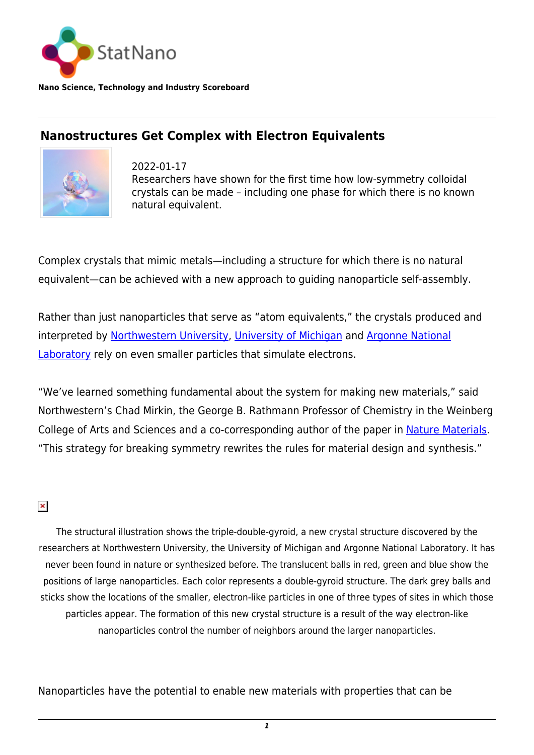**StatNano**

**Nano Science, Technology and Industry Scoreboard**

## Nanostructures Get Complex with Electron Equivalents

2022-01-17

Researchers have shown for the first time how low-symmetry colloidal crystals can be made – including one phase for which there is no known natural equivalent.

Complex crystals that mimic metals—including a structure for which there is no natural equivalent—can be achieved with a new approach to guiding nanoparticle self-assembly.

Rather than just nanoparticles that serve as "atom equivalents," the crystals produced and interpreted by Northwestern University, University of Michigan and Argonne National Laboratory rely on even smaller particles that simulate electrons.

"We've learned something fundamental about the system for making new materials," said Northwestern's Chad Mirkin, the George B. Rathmann Professor of Chemistry in the Weinberg College of Arts and Sciences and a co-corresponding author of the paper in Nature Materials. "This strategy for breaking symmetry rewrites the rules for material design and synthesis."

The structural illustration shows the triple-double-gyroid, a new crystal structure discovered by the researchers at Northwestern University, the University of Michigan and Argonne National Laboratory. It has never been found in nature or synthesized before. The translucent balls in red, green and blue show the positions of large nanoparticles. Each color represents a double-gyroid structure. The dark grey balls and sticks show the locations of the smaller, electron-like particles in one of three types of sites in which those particles appear. The formation of this new crystal structure is a result of the way electron-like nanoparticles control the number of neighbors around the larger nanoparticles.

Nanoparticles have the potential to enable new materials with properties that can be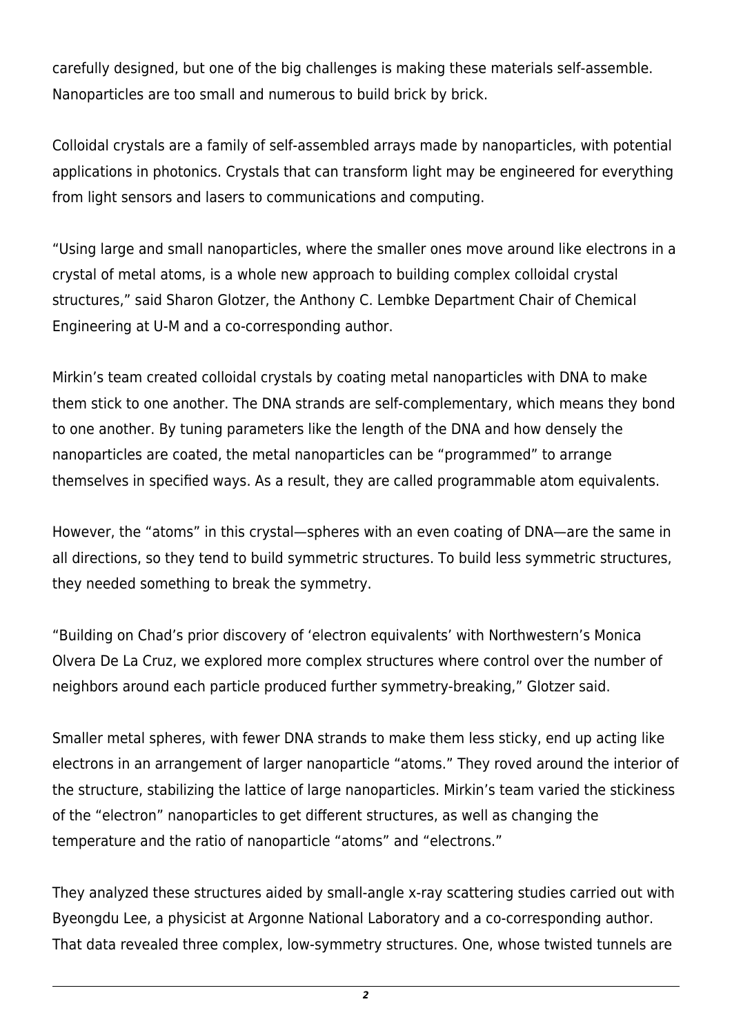carefully designed, but one of the big challenges is making these materials self-assemble. Nanoparticles are too small and numerous to build brick by brick.

Colloidal crystals are a family of self-assembled arrays made by nanoparticles, with potential applications in photonics. Crystals that can transform light may be engineered for everything from light sensors and lasers to communications and computing.

"Using large and small nanoparticles, where the smaller ones move around like electrons in a crystal of metal atoms, is a whole new approach to building complex colloidal crystal structures," said Sharon Glotzer, the Anthony C. Lembke Department Chair of Chemical Engineering at U-M and a co-corresponding author.

Mirkin's team created colloidal crystals by coating metal nanoparticles with DNA to make them stick to one another. The DNA strands are self-complementary, which means they bond to one another. By tuning parameters like the length of the DNA and how densely the nanoparticles are coated, the metal nanoparticles can be "programmed" to arrange themselves in specified ways. As a result, they are called programmable atom equivalents.

However, the "atoms" in this crystal—spheres with an even coating of DNA—are the same in all directions, so they tend to build symmetric structures. To build less symmetric structures, they needed something to break the symmetry.

"Building on Chad's prior discovery of 'electron equivalents' with Northwestern's Monica Olvera De La Cruz, we explored more complex structures where control over the number of neighbors around each particle produced further symmetry-breaking," Glotzer said.

Smaller metal spheres, with fewer DNA strands to make them less sticky, end up acting like electrons in an arrangement of larger nanoparticle "atoms." They roved around the interior of the structure, stabilizing the lattice of large nanoparticles. Mirkin's team varied the stickiness of the "electron" nanoparticles to get different structures, as well as changing the temperature and the ratio of nanoparticle "atoms" and "electrons."

They analyzed these structures aided by small-angle x-ray scattering studies carried out with Byeongdu Lee, a physicist at Argonne National Laboratory and a co-corresponding author. That data revealed three complex, low-symmetry structures. One, whose twisted tunnels are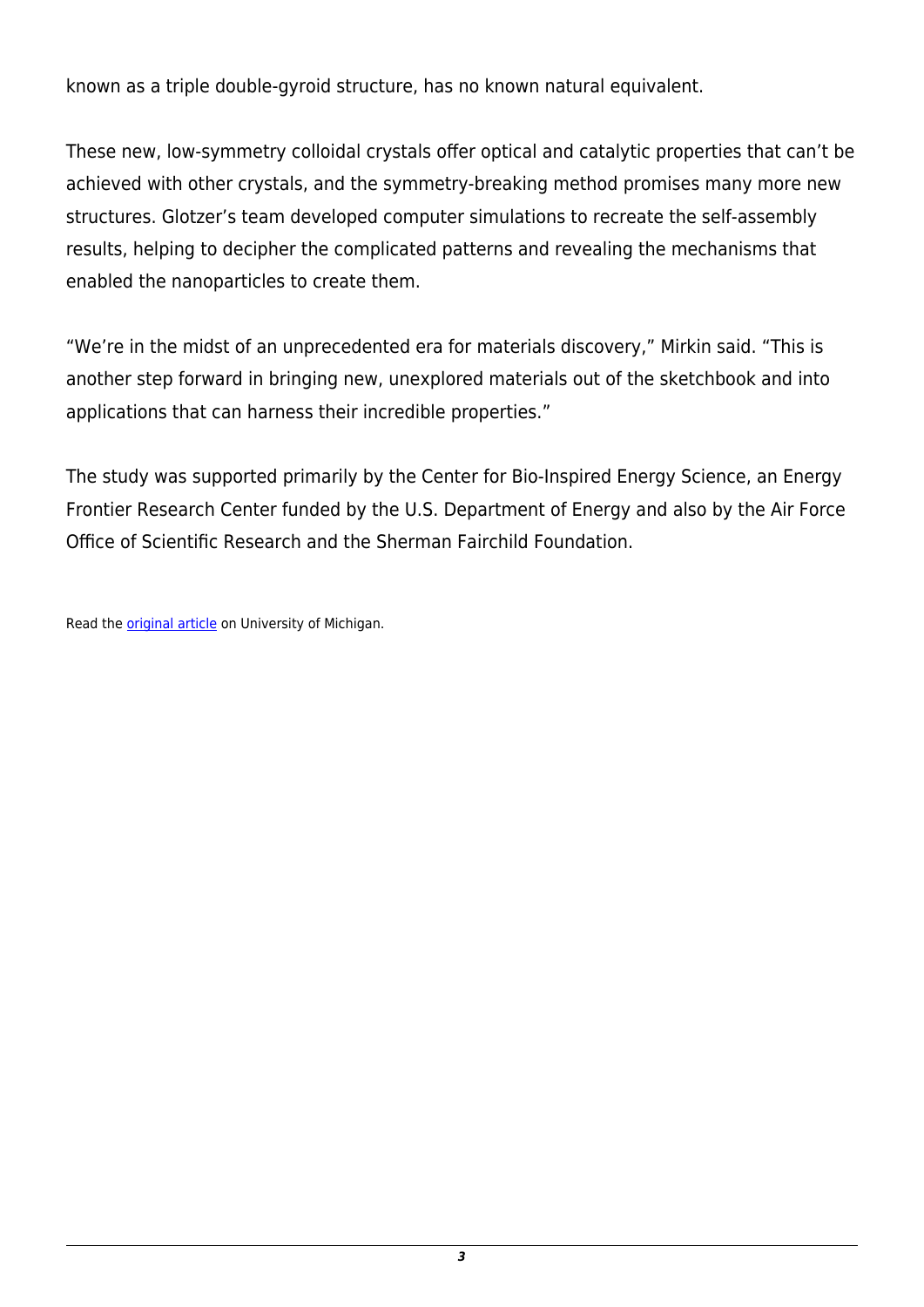known as a triple double-gyroid structure, has no known natural equivalent.

These new, low-symmetry colloidal crystals offer optical and catalytic properties that can't be achieved with other crystals, and the symmetry-breaking method promises many more new structures. Glotzer's team developed computer simulations to recreate the self-assembly results, helping to decipher the complicated patterns and revealing the mechanisms that enabled the nanoparticles to create them.

"We're in the midst of an unprecedented era for materials discovery," Mirkin said. "This is another step forward in bringing new, unexplored materials out of the sketchbook and into applications that can harness their incredible properties."

The study was supported primarily by the Center for Bio-Inspired Energy Science, an Energy Frontier Research Center funded by the U.S. Department of Energy and also by the Air Force Office of Scientific Research and the Sherman Fairchild Foundation.

Read the original article on University of Michigan.